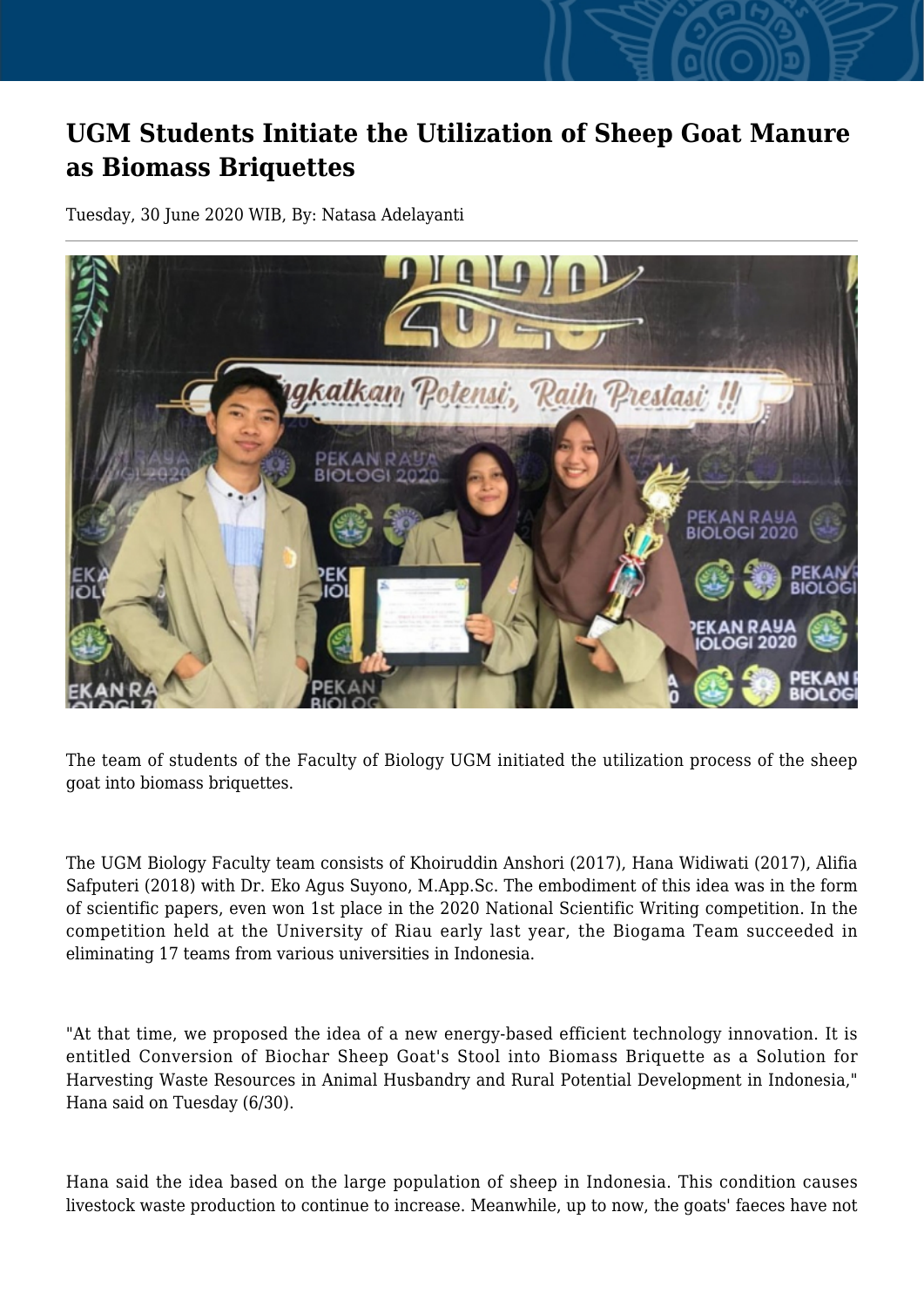# UGM Students Initiate the Utilization of Sheep Goat Manure as Biomass Briquettes

Tuesday, 30 June 2020 WIB, By: Natasa Adelayanti

The team of students of the Faculty of Biology UGM initiated the utilization process of the sheep goat into biomass briquettes.

The UGM Biology Faculty team consists of Khoiruddin Anshori (2017), Hana Widiwati (2017), Alifia Safputeri (2018) with Dr. Eko Agus Suyono, M.App.Sc. The embodiment of this idea was in the form of scientific papers, even won 1st place in the 2020 National Scientific Writing competition. In the competition held at the University of Riau early last year, the Biogama Team succeeded in eliminating 17 teams from various universities in Indonesia.

"At that time, we proposed the idea of a new energy-based efficient technology innovation. It is entitled Conversion of Biochar Sheep Goat's Stool into Biomass Briquette as a Solution for Harvesting Waste Resources in Animal Husbandry and Rural Potential Development in Indonesia," Hana said on Tuesday (6/30).

Hana said the idea based on the large population of sheep in Indonesia. This condition causes livestock waste production to continue to increase. Meanwhile, up to now, the goats' faeces have not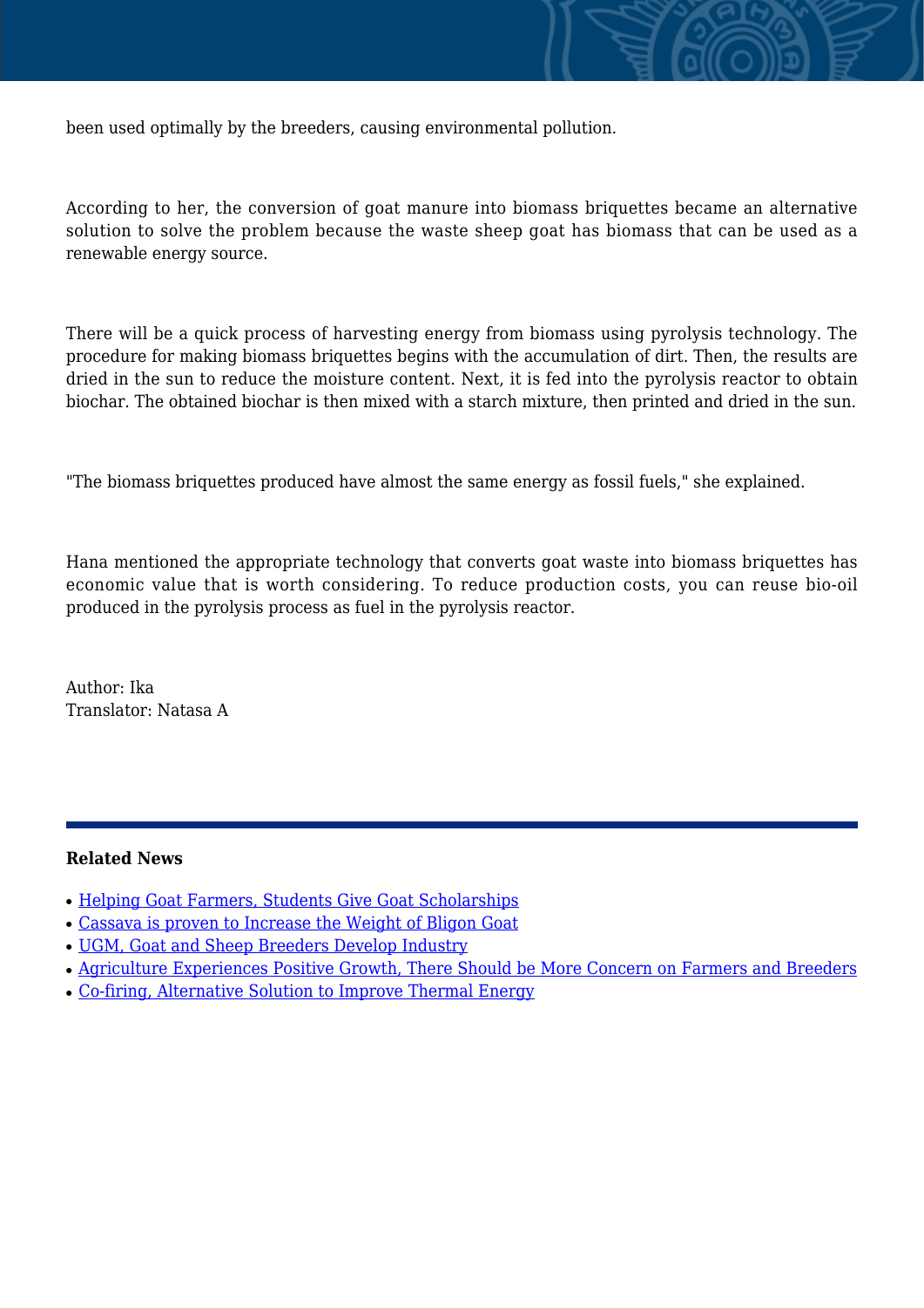been used optimally by the breeders, causing environmental pollution.

According to her, the conversion of goat manure into biomass briquettes became an alternative solution to solve the problem because the waste sheep goat has biomass that can be used as a renewable energy source.

There will be a quick process of harvesting energy from biomass using pyrolysis technology. The procedure for making biomass briquettes begins with the accumulation of dirt. Then, the results are dried in the sun to reduce the moisture content. Next, it is fed into the pyrolysis reactor to obtain biochar. The obtained biochar is then mixed with a starch mixture, then printed and dried in the sun.

"The biomass briquettes produced have almost the same energy as fossil fuels," she explained.

Hana mentioned the appropriate technology that converts goat waste into biomass briquettes has economic value that is worth considering. To reduce production costs, you can reuse bio-oil produced in the pyrolysis process as fuel in the pyrolysis reactor.

Author: Ika
Translator: Natasa A

---

**Related News**

- Helping Goat Farmers, Students Give Goat Scholarships
- Cassava is proven to Increase the Weight of Bligon Goat
- UGM, Goat and Sheep Breeders Develop Industry
- Agriculture Experiences Positive Growth, There Should be More Concern on Farmers and Breeders
- Co-firing, Alternative Solution to Improve Thermal Energy